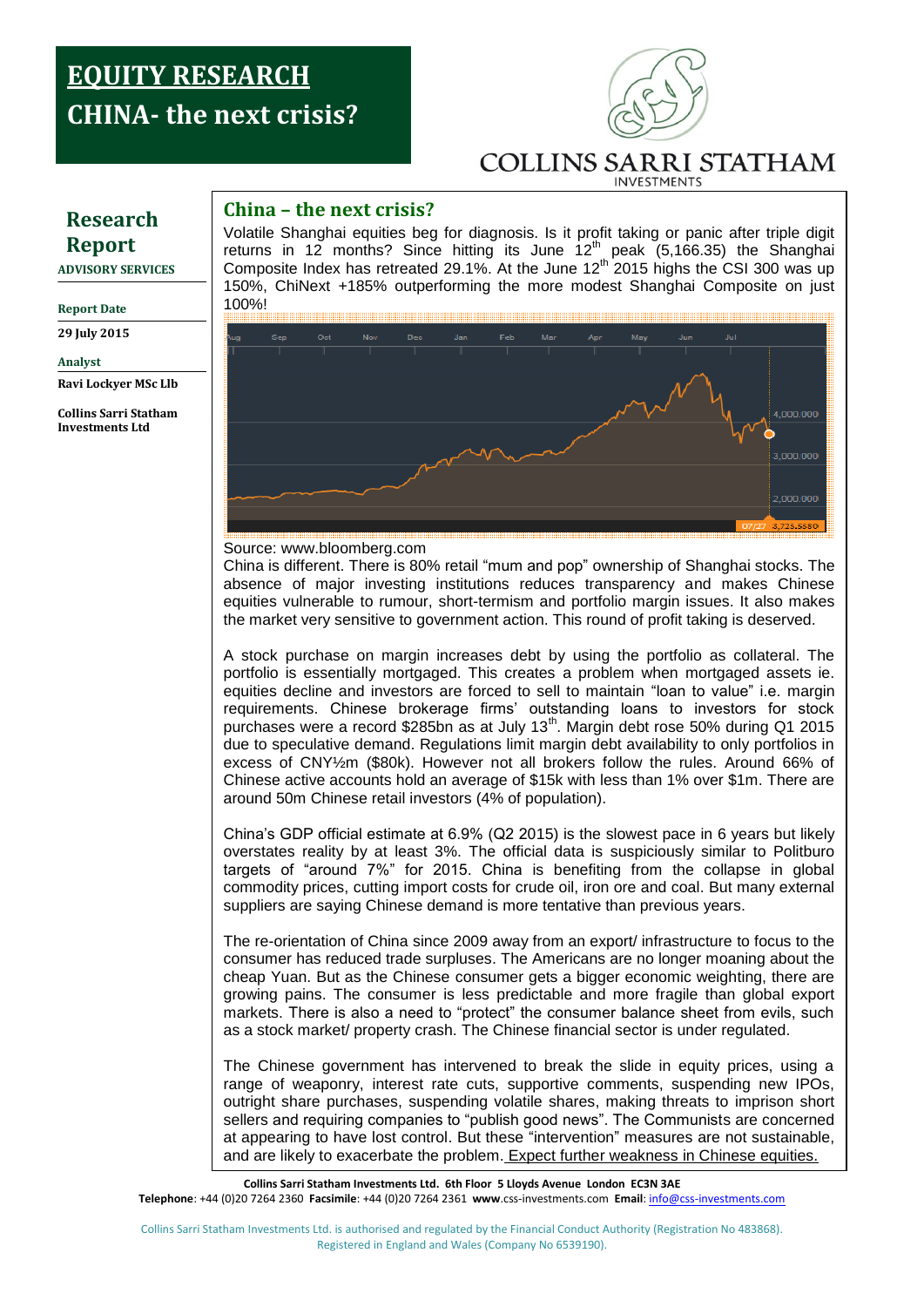# EQUITY RESEARCH
# CHINA- the next crisis?

COLLINS SARRI STATHAM
INVESTMENTS

## Research Report
**ADVISORY SERVICES**

**Report Date**

**29 July 2015**

**Analyst**

**Ravi Lockyer MSc Llb**

**Collins Sarri Statham Investments Ltd**

## China – the next crisis?

Volatile Shanghai equities beg for diagnosis. Is it profit taking or panic after triple digit returns in 12 months? Since hitting its June 12th peak (5,166.35) the Shanghai Composite Index has retreated 29.1%. At the June 12th 2015 highs the CSI 300 was up 150%, ChiNext +185% outperforming the more modest Shanghai Composite on just 100%!

Source: www.bloomberg.com

China is different. There is 80% retail "mum and pop" ownership of Shanghai stocks. The absence of major investing institutions reduces transparency and makes Chinese equities vulnerable to rumour, short-termism and portfolio margin issues. It also makes the market very sensitive to government action. This round of profit taking is deserved.

A stock purchase on margin increases debt by using the portfolio as collateral. The portfolio is essentially mortgaged. This creates a problem when mortgaged assets ie. equities decline and investors are forced to sell to maintain "loan to value" i.e. margin requirements. Chinese brokerage firms' outstanding loans to investors for stock purchases were a record $285bn as at July 13th. Margin debt rose 50% during Q1 2015 due to speculative demand. Regulations limit margin debt availability to only portfolios in excess of CNY½m ($80k). However not all brokers follow the rules. Around 66% of Chinese active accounts hold an average of $15k with less than 1% over $1m. There are around 50m Chinese retail investors (4% of population).

China's GDP official estimate at 6.9% (Q2 2015) is the slowest pace in 6 years but likely overstates reality by at least 3%. The official data is suspiciously similar to Politburo targets of "around 7%" for 2015. China is benefiting from the collapse in global commodity prices, cutting import costs for crude oil, iron ore and coal. But many external suppliers are saying Chinese demand is more tentative than previous years.

The re-orientation of China since 2009 away from an export/ infrastructure to focus to the consumer has reduced trade surpluses. The Americans are no longer moaning about the cheap Yuan. But as the Chinese consumer gets a bigger economic weighting, there are growing pains. The consumer is less predictable and more fragile than global export markets. There is also a need to "protect" the consumer balance sheet from evils, such as a stock market/ property crash. The Chinese financial sector is under regulated.

The Chinese government has intervened to break the slide in equity prices, using a range of weaponry, interest rate cuts, supportive comments, suspending new IPOs, outright share purchases, suspending volatile shares, making threats to imprison short sellers and requiring companies to "publish good news". The Communists are concerned at appearing to have lost control. But these "intervention" measures are not sustainable, and are likely to exacerbate the problem. Expect further weakness in Chinese equities.

**Collins Sarri Statham Investments Ltd. 6th Floor 5 Lloyds Avenue London EC3N 3AE**
**Telephone**: +44 (0)20 7264 2360 **Facsimile**: +44 (0)20 7264 2361 **www**.css-investments.com **Email**: info@css-investments.com

Collins Sarri Statham Investments Ltd. is authorised and regulated by the Financial Conduct Authority (Registration No 483868). Registered in England and Wales (Company No 6539190).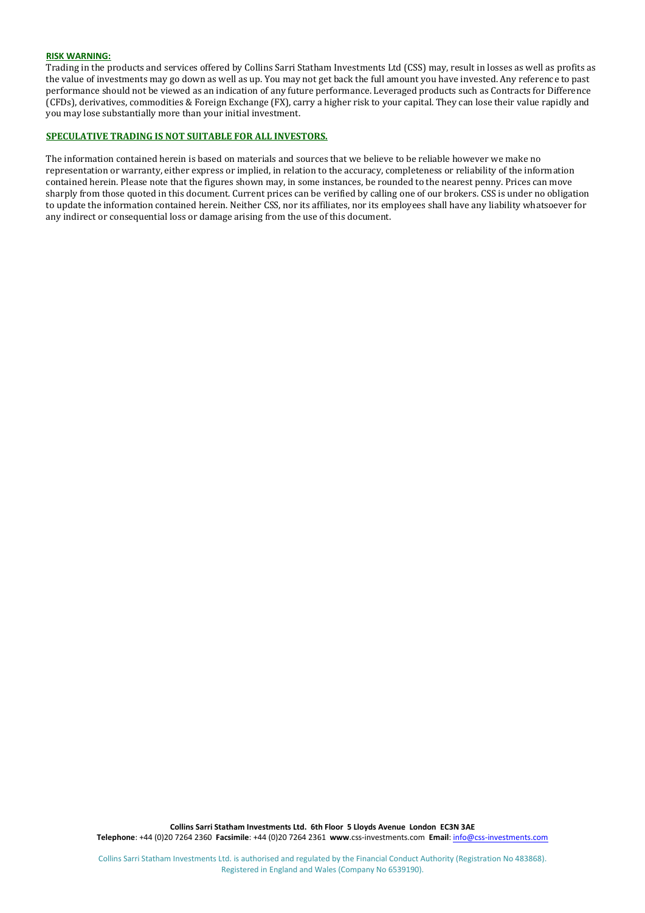**RISK WARNING:**

Trading in the products and services offered by Collins Sarri Statham Investments Ltd (CSS) may, result in losses as well as profits as the value of investments may go down as well as up. You may not get back the full amount you have invested. Any reference to past performance should not be viewed as an indication of any future performance. Leveraged products such as Contracts for Difference (CFDs), derivatives, commodities & Foreign Exchange (FX), carry a higher risk to your capital. They can lose their value rapidly and you may lose substantially more than your initial investment.

**SPECULATIVE TRADING IS NOT SUITABLE FOR ALL INVESTORS.**

The information contained herein is based on materials and sources that we believe to be reliable however we make no representation or warranty, either express or implied, in relation to the accuracy, completeness or reliability of the information contained herein. Please note that the figures shown may, in some instances, be rounded to the nearest penny. Prices can move sharply from those quoted in this document. Current prices can be verified by calling one of our brokers. CSS is under no obligation to update the information contained herein. Neither CSS, nor its affiliates, nor its employees shall have any liability whatsoever for any indirect or consequential loss or damage arising from the use of this document.

**Collins Sarri Statham Investments Ltd. 6th Floor 5 Lloyds Avenue London EC3N 3AE**
**Telephone**: +44 (0)20 7264 2360 **Facsimile**: +44 (0)20 7264 2361 **www**.css-investments.com **Email**: info@css-investments.com

Collins Sarri Statham Investments Ltd. is authorised and regulated by the Financial Conduct Authority (Registration No 483868). Registered in England and Wales (Company No 6539190).